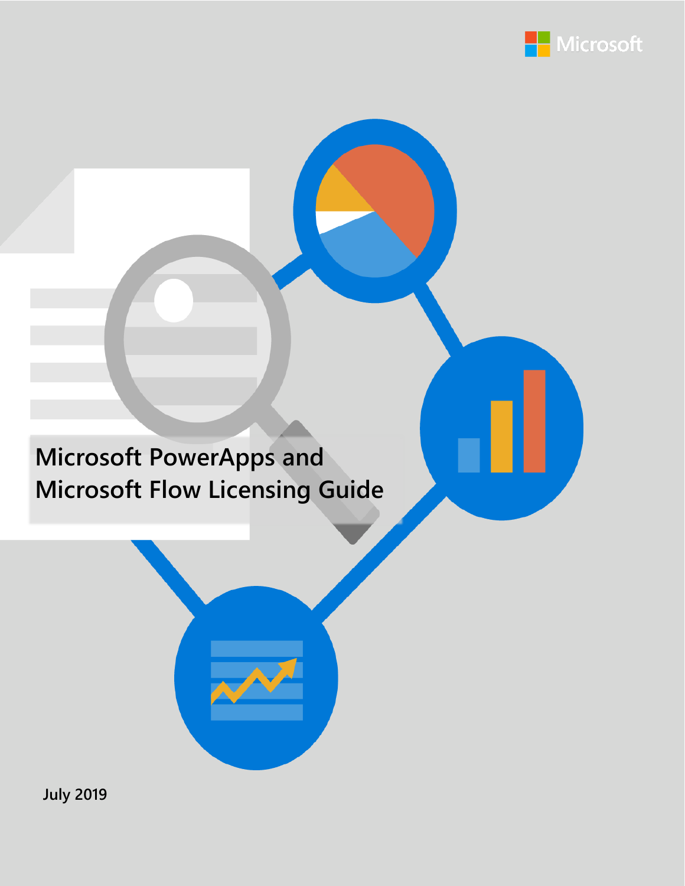# Microsoft PowerApps and Microsoft Flow Licensing Guide

July 2019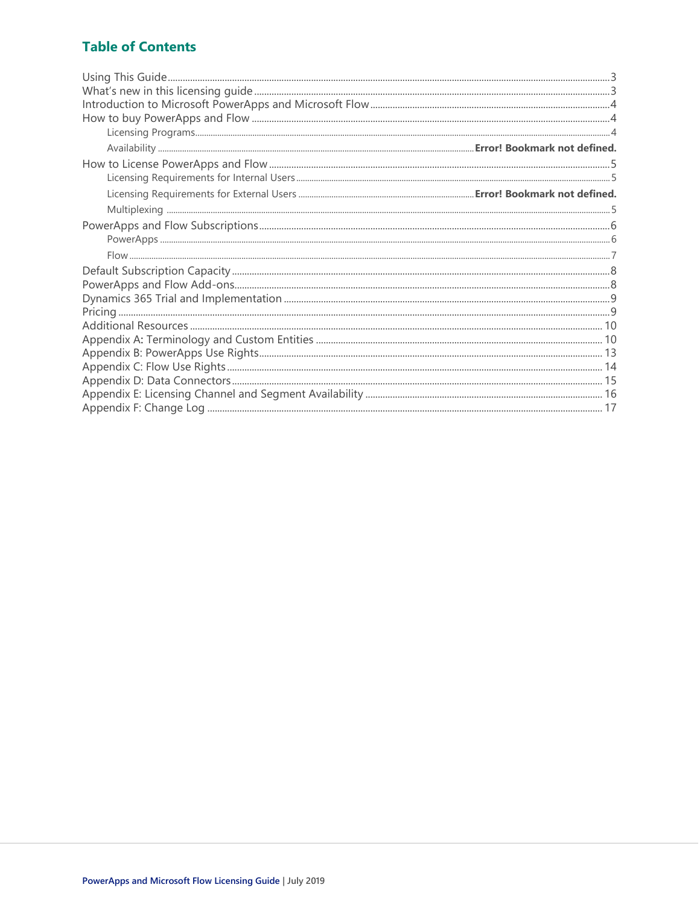## Table of Contents

- Using This Guide ..... 3
- What's new in this licensing guide ..... 3
- Introduction to Microsoft PowerApps and Microsoft Flow ..... 4
- How to buy PowerApps and Flow ..... 4
  - Licensing Programs ..... 4
  - Availability ..... **Error! Bookmark not defined.**
- How to License PowerApps and Flow ..... 5
  - Licensing Requirements for Internal Users ..... 5
  - Licensing Requirements for External Users ..... **Error! Bookmark not defined.**
  - Multiplexing ..... 5
- PowerApps and Flow Subscriptions ..... 6
  - PowerApps ..... 6
  - Flow ..... 7
- Default Subscription Capacity ..... 8
- PowerApps and Flow Add-ons ..... 8
- Dynamics 365 Trial and Implementation ..... 9
- Pricing ..... 9
- Additional Resources ..... 10
- Appendix A: Terminology and Custom Entities ..... 10
- Appendix B: PowerApps Use Rights ..... 13
- Appendix C: Flow Use Rights ..... 14
- Appendix D: Data Connectors ..... 15
- Appendix E: Licensing Channel and Segment Availability ..... 16
- Appendix F: Change Log ..... 17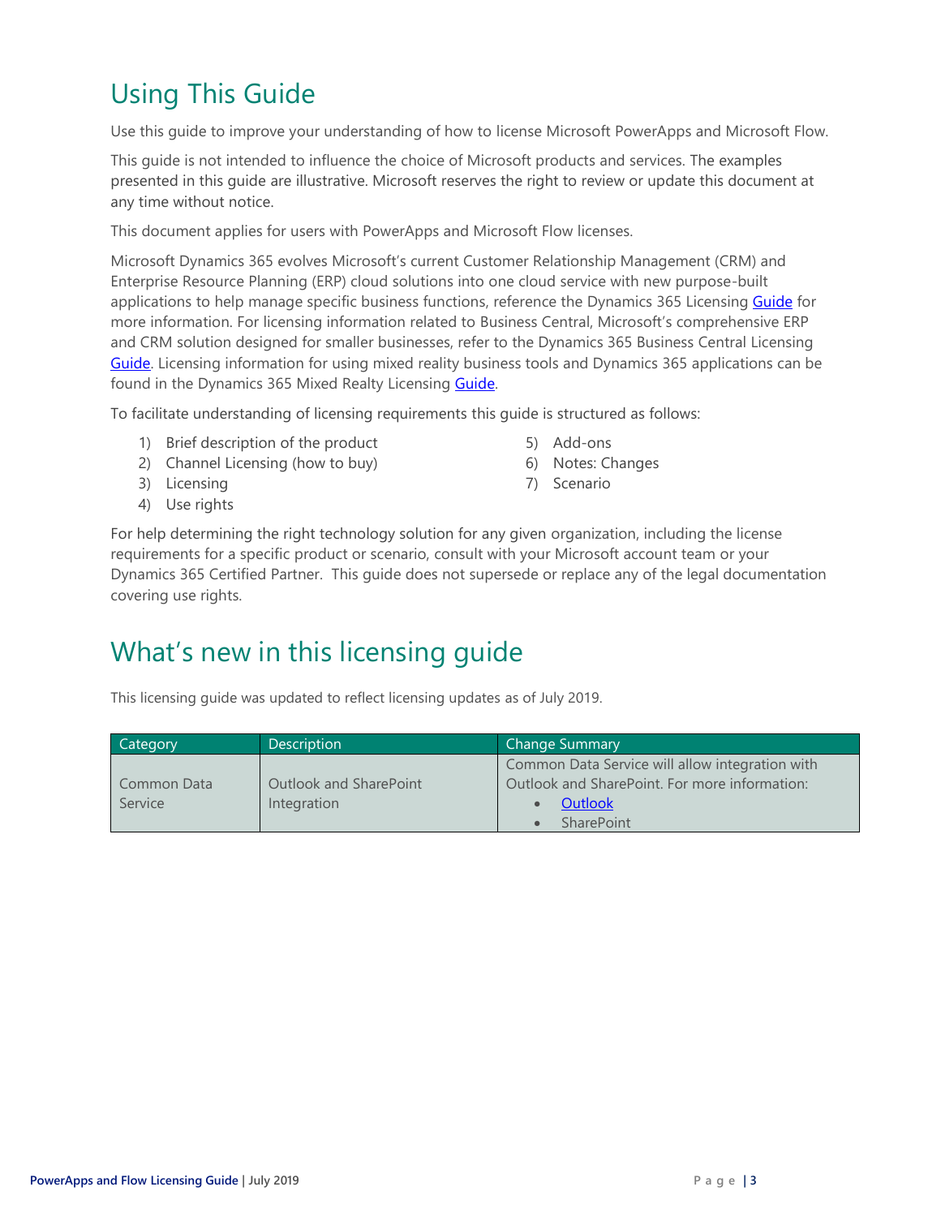# Using This Guide

Use this guide to improve your understanding of how to license Microsoft PowerApps and Microsoft Flow.

This guide is not intended to influence the choice of Microsoft products and services. The examples presented in this guide are illustrative. Microsoft reserves the right to review or update this document at any time without notice.

This document applies for users with PowerApps and Microsoft Flow licenses.

Microsoft Dynamics 365 evolves Microsoft's current Customer Relationship Management (CRM) and Enterprise Resource Planning (ERP) cloud solutions into one cloud service with new purpose-built applications to help manage specific business functions, reference the Dynamics 365 Licensing Guide for more information. For licensing information related to Business Central, Microsoft's comprehensive ERP and CRM solution designed for smaller businesses, refer to the Dynamics 365 Business Central Licensing Guide. Licensing information for using mixed reality business tools and Dynamics 365 applications can be found in the Dynamics 365 Mixed Realty Licensing Guide.

To facilitate understanding of licensing requirements this guide is structured as follows:

1) Brief description of the product
2) Channel Licensing (how to buy)
3) Licensing
4) Use rights
5) Add-ons
6) Notes: Changes
7) Scenario

For help determining the right technology solution for any given organization, including the license requirements for a specific product or scenario, consult with your Microsoft account team or your Dynamics 365 Certified Partner. This guide does not supersede or replace any of the legal documentation covering use rights.

# What's new in this licensing guide

This licensing guide was updated to reflect licensing updates as of July 2019.

| Category | Description | Change Summary |
| --- | --- | --- |
| Common Data Service | Outlook and SharePoint Integration | Common Data Service will allow integration with Outlook and SharePoint. For more information:<br>• Outlook<br>• SharePoint |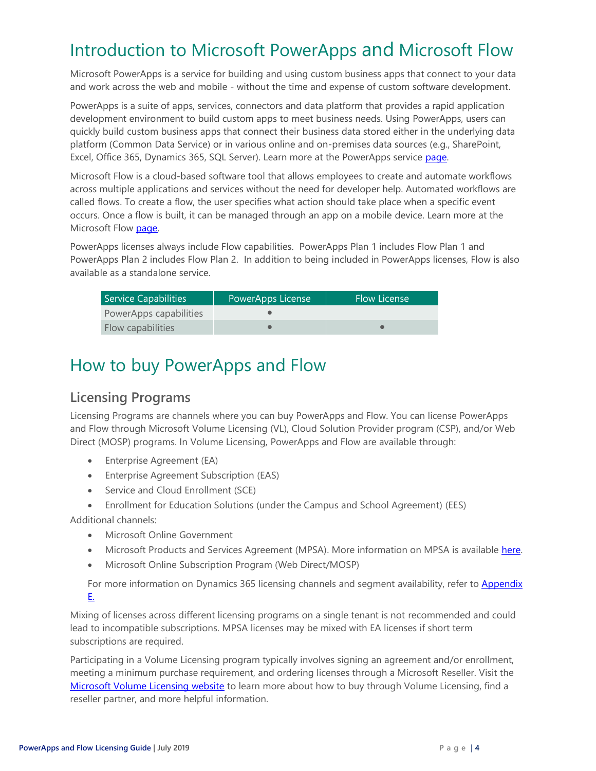# Introduction to Microsoft PowerApps and Microsoft Flow

Microsoft PowerApps is a service for building and using custom business apps that connect to your data and work across the web and mobile - without the time and expense of custom software development.

PowerApps is a suite of apps, services, connectors and data platform that provides a rapid application development environment to build custom apps to meet business needs. Using PowerApps, users can quickly build custom business apps that connect their business data stored either in the underlying data platform (Common Data Service) or in various online and on-premises data sources (e.g., SharePoint, Excel, Office 365, Dynamics 365, SQL Server). Learn more at the PowerApps service page.

Microsoft Flow is a cloud-based software tool that allows employees to create and automate workflows across multiple applications and services without the need for developer help. Automated workflows are called flows. To create a flow, the user specifies what action should take place when a specific event occurs. Once a flow is built, it can be managed through an app on a mobile device. Learn more at the Microsoft Flow page.

PowerApps licenses always include Flow capabilities. PowerApps Plan 1 includes Flow Plan 1 and PowerApps Plan 2 includes Flow Plan 2. In addition to being included in PowerApps licenses, Flow is also available as a standalone service.

| Service Capabilities | PowerApps License | Flow License |
|---|---|---|
| PowerApps capabilities | ● | |
| Flow capabilities | ● | ● |

# How to buy PowerApps and Flow

## Licensing Programs

Licensing Programs are channels where you can buy PowerApps and Flow. You can license PowerApps and Flow through Microsoft Volume Licensing (VL), Cloud Solution Provider program (CSP), and/or Web Direct (MOSP) programs. In Volume Licensing, PowerApps and Flow are available through:

- Enterprise Agreement (EA)
- Enterprise Agreement Subscription (EAS)
- Service and Cloud Enrollment (SCE)
- Enrollment for Education Solutions (under the Campus and School Agreement) (EES)

Additional channels:

- Microsoft Online Government
- Microsoft Products and Services Agreement (MPSA). More information on MPSA is available here.
- Microsoft Online Subscription Program (Web Direct/MOSP)

For more information on Dynamics 365 licensing channels and segment availability, refer to Appendix E.

Mixing of licenses across different licensing programs on a single tenant is not recommended and could lead to incompatible subscriptions. MPSA licenses may be mixed with EA licenses if short term subscriptions are required.

Participating in a Volume Licensing program typically involves signing an agreement and/or enrollment, meeting a minimum purchase requirement, and ordering licenses through a Microsoft Reseller. Visit the Microsoft Volume Licensing website to learn more about how to buy through Volume Licensing, find a reseller partner, and more helpful information.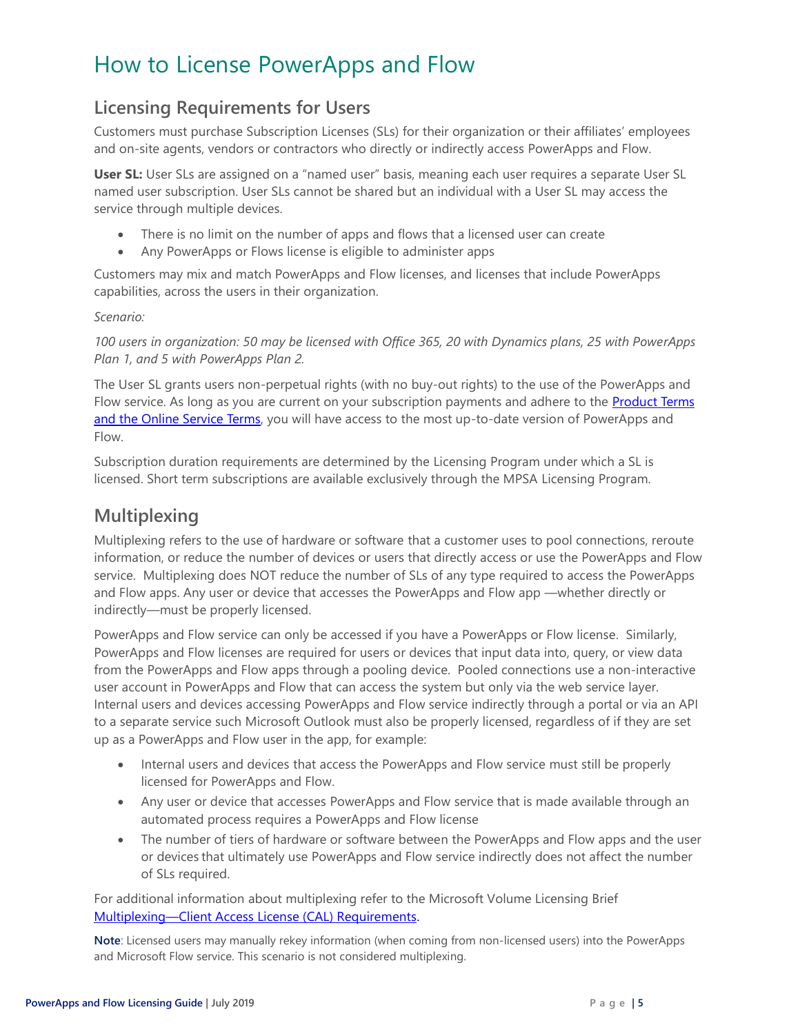# How to License PowerApps and Flow

## Licensing Requirements for Users

Customers must purchase Subscription Licenses (SLs) for their organization or their affiliates' employees and on-site agents, vendors or contractors who directly or indirectly access PowerApps and Flow.

**User SL:** User SLs are assigned on a "named user" basis, meaning each user requires a separate User SL named user subscription. User SLs cannot be shared but an individual with a User SL may access the service through multiple devices.

- There is no limit on the number of apps and flows that a licensed user can create
- Any PowerApps or Flows license is eligible to administer apps

Customers may mix and match PowerApps and Flow licenses, and licenses that include PowerApps capabilities, across the users in their organization.

*Scenario:*

*100 users in organization: 50 may be licensed with Office 365, 20 with Dynamics plans, 25 with PowerApps Plan 1, and 5 with PowerApps Plan 2.*

The User SL grants users non-perpetual rights (with no buy-out rights) to the use of the PowerApps and Flow service. As long as you are current on your subscription payments and adhere to the [Product Terms and the Online Service Terms](), you will have access to the most up-to-date version of PowerApps and Flow.

Subscription duration requirements are determined by the Licensing Program under which a SL is licensed. Short term subscriptions are available exclusively through the MPSA Licensing Program.

## Multiplexing

Multiplexing refers to the use of hardware or software that a customer uses to pool connections, reroute information, or reduce the number of devices or users that directly access or use the PowerApps and Flow service. Multiplexing does NOT reduce the number of SLs of any type required to access the PowerApps and Flow apps. Any user or device that accesses the PowerApps and Flow app —whether directly or indirectly—must be properly licensed.

PowerApps and Flow service can only be accessed if you have a PowerApps or Flow license. Similarly, PowerApps and Flow licenses are required for users or devices that input data into, query, or view data from the PowerApps and Flow apps through a pooling device. Pooled connections use a non-interactive user account in PowerApps and Flow that can access the system but only via the web service layer. Internal users and devices accessing PowerApps and Flow service indirectly through a portal or via an API to a separate service such Microsoft Outlook must also be properly licensed, regardless of if they are set up as a PowerApps and Flow user in the app, for example:

- Internal users and devices that access the PowerApps and Flow service must still be properly licensed for PowerApps and Flow.
- Any user or device that accesses PowerApps and Flow service that is made available through an automated process requires a PowerApps and Flow license
- The number of tiers of hardware or software between the PowerApps and Flow apps and the user or devices that ultimately use PowerApps and Flow service indirectly does not affect the number of SLs required.

For additional information about multiplexing refer to the Microsoft Volume Licensing Brief [Multiplexing—Client Access License (CAL) Requirements]().

**Note**: Licensed users may manually rekey information (when coming from non-licensed users) into the PowerApps and Microsoft Flow service. This scenario is not considered multiplexing.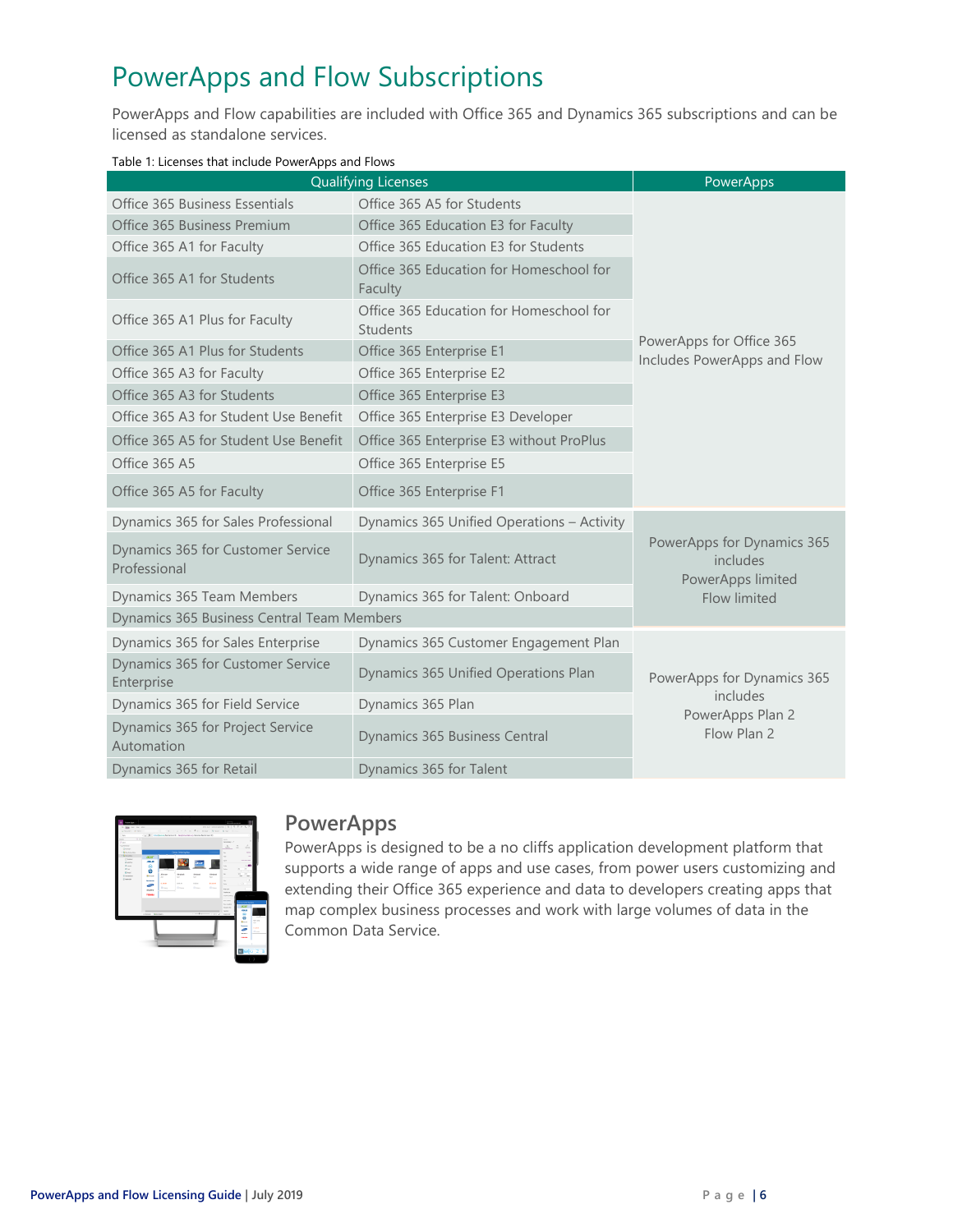# PowerApps and Flow Subscriptions

PowerApps and Flow capabilities are included with Office 365 and Dynamics 365 subscriptions and can be licensed as standalone services.

Table 1: Licenses that include PowerApps and Flows

| Qualifying Licenses | | PowerApps |
|---|---|---|
| Office 365 Business Essentials | Office 365 A5 for Students | PowerApps for Office 365 Includes PowerApps and Flow |
| Office 365 Business Premium | Office 365 Education E3 for Faculty | |
| Office 365 A1 for Faculty | Office 365 Education E3 for Students | |
| Office 365 A1 for Students | Office 365 Education for Homeschool for Faculty | |
| Office 365 A1 Plus for Faculty | Office 365 Education for Homeschool for Students | |
| Office 365 A1 Plus for Students | Office 365 Enterprise E1 | |
| Office 365 A3 for Faculty | Office 365 Enterprise E2 | |
| Office 365 A3 for Students | Office 365 Enterprise E3 | |
| Office 365 A3 for Student Use Benefit | Office 365 Enterprise E3 Developer | |
| Office 365 A5 for Student Use Benefit | Office 365 Enterprise E3 without ProPlus | |
| Office 365 A5 | Office 365 Enterprise E5 | |
| Office 365 A5 for Faculty | Office 365 Enterprise F1 | |
| Dynamics 365 for Sales Professional | Dynamics 365 Unified Operations – Activity | PowerApps for Dynamics 365 includes PowerApps limited Flow limited |
| Dynamics 365 for Customer Service Professional | Dynamics 365 for Talent: Attract | |
| Dynamics 365 Team Members | Dynamics 365 for Talent: Onboard | |
| Dynamics 365 Business Central Team Members | | |
| Dynamics 365 for Sales Enterprise | Dynamics 365 Customer Engagement Plan | PowerApps for Dynamics 365 includes PowerApps Plan 2 Flow Plan 2 |
| Dynamics 365 for Customer Service Enterprise | Dynamics 365 Unified Operations Plan | |
| Dynamics 365 for Field Service | Dynamics 365 Plan | |
| Dynamics 365 for Project Service Automation | Dynamics 365 Business Central | |
| Dynamics 365 for Retail | Dynamics 365 for Talent | |

## PowerApps

PowerApps is designed to be a no cliffs application development platform that supports a wide range of apps and use cases, from power users customizing and extending their Office 365 experience and data to developers creating apps that map complex business processes and work with large volumes of data in the Common Data Service.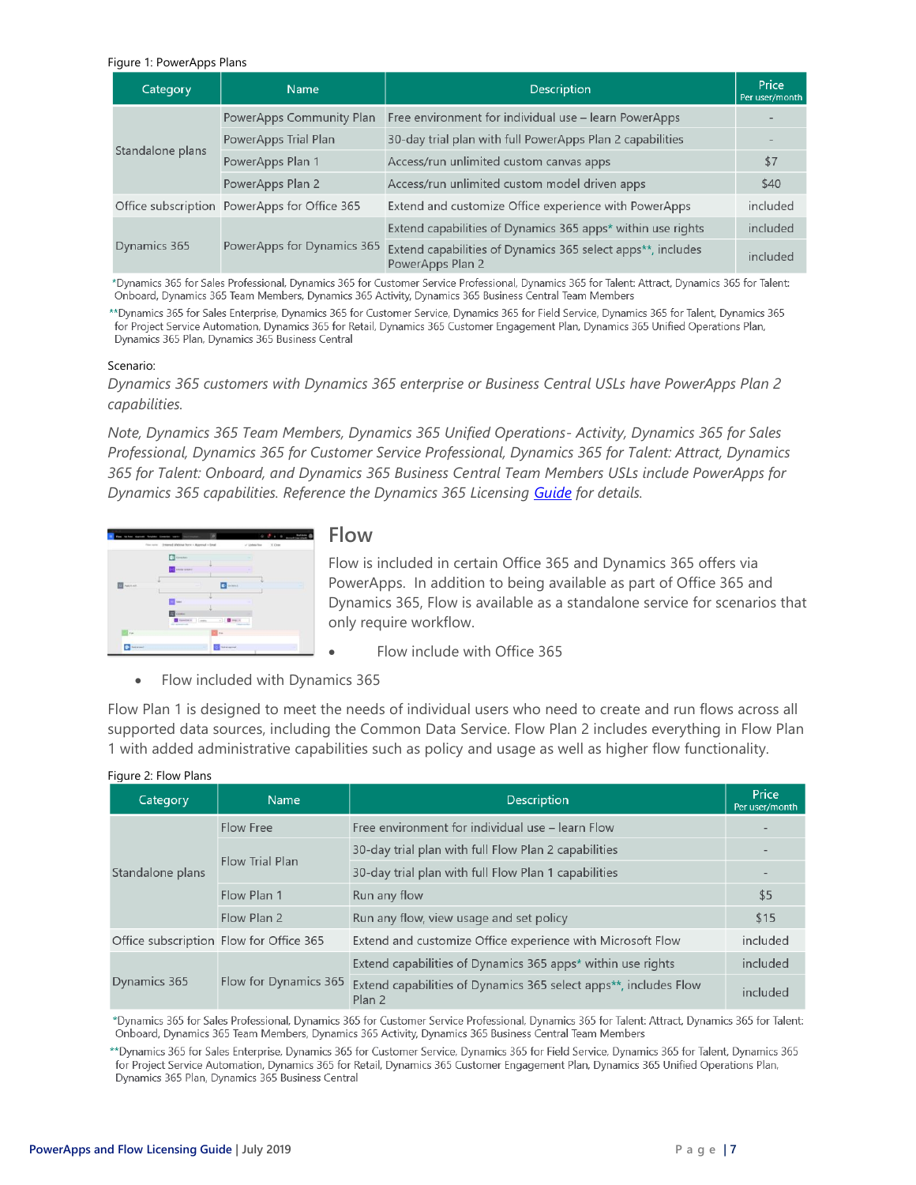Figure 1: PowerApps Plans

| Category | Name | Description | Price Per user/month |
|---|---|---|---|
| Standalone plans | PowerApps Community Plan | Free environment for individual use – learn PowerApps | - |
| | PowerApps Trial Plan | 30-day trial plan with full PowerApps Plan 2 capabilities | - |
| | PowerApps Plan 1 | Access/run unlimited custom canvas apps | $7 |
| | PowerApps Plan 2 | Access/run unlimited custom model driven apps | $40 |
| Office subscription | PowerApps for Office 365 | Extend and customize Office experience with PowerApps | included |
| Dynamics 365 | PowerApps for Dynamics 365 | Extend capabilities of Dynamics 365 apps* within use rights | included |
| | | Extend capabilities of Dynamics 365 select apps**, includes PowerApps Plan 2 | included |

*Dynamics 365 for Sales Professional, Dynamics 365 for Customer Service Professional, Dynamics 365 for Talent: Attract, Dynamics 365 for Talent: Onboard, Dynamics 365 Team Members, Dynamics 365 Activity, Dynamics 365 Business Central Team Members

**Dynamics 365 for Sales Enterprise, Dynamics 365 for Customer Service, Dynamics 365 for Field Service, Dynamics 365 for Talent, Dynamics 365 for Project Service Automation, Dynamics 365 for Retail, Dynamics 365 Customer Engagement Plan, Dynamics 365 Unified Operations Plan, Dynamics 365 Plan, Dynamics 365 Business Central

Scenario:

*Dynamics 365 customers with Dynamics 365 enterprise or Business Central USLs have PowerApps Plan 2 capabilities.*

*Note, Dynamics 365 Team Members, Dynamics 365 Unified Operations- Activity, Dynamics 365 for Sales Professional, Dynamics 365 for Customer Service Professional, Dynamics 365 for Talent: Attract, Dynamics 365 for Talent: Onboard, and Dynamics 365 Business Central Team Members USLs include PowerApps for Dynamics 365 capabilities. Reference the Dynamics 365 Licensing Guide for details.*

## Flow

Flow is included in certain Office 365 and Dynamics 365 offers via PowerApps. In addition to being available as part of Office 365 and Dynamics 365, Flow is available as a standalone service for scenarios that only require workflow.

- Flow include with Office 365
- Flow included with Dynamics 365

Flow Plan 1 is designed to meet the needs of individual users who need to create and run flows across all supported data sources, including the Common Data Service. Flow Plan 2 includes everything in Flow Plan 1 with added administrative capabilities such as policy and usage as well as higher flow functionality.

Figure 2: Flow Plans

| Category | Name | Description | Price Per user/month |
|---|---|---|---|
| Standalone plans | Flow Free | Free environment for individual use – learn Flow | - |
| | Flow Trial Plan | 30-day trial plan with full Flow Plan 2 capabilities | - |
| | | 30-day trial plan with full Flow Plan 1 capabilities | - |
| | Flow Plan 1 | Run any flow | $5 |
| | Flow Plan 2 | Run any flow, view usage and set policy | $15 |
| Office subscription | Flow for Office 365 | Extend and customize Office experience with Microsoft Flow | included |
| Dynamics 365 | Flow for Dynamics 365 | Extend capabilities of Dynamics 365 apps* within use rights | included |
| | | Extend capabilities of Dynamics 365 select apps**, includes Flow Plan 2 | included |

*Dynamics 365 for Sales Professional, Dynamics 365 for Customer Service Professional, Dynamics 365 for Talent: Attract, Dynamics 365 for Talent: Onboard, Dynamics 365 Team Members, Dynamics 365 Activity, Dynamics 365 Business Central Team Members

**Dynamics 365 for Sales Enterprise, Dynamics 365 for Customer Service, Dynamics 365 for Field Service, Dynamics 365 for Talent, Dynamics 365 for Project Service Automation, Dynamics 365 for Retail, Dynamics 365 Customer Engagement Plan, Dynamics 365 Unified Operations Plan, Dynamics 365 Plan, Dynamics 365 Business Central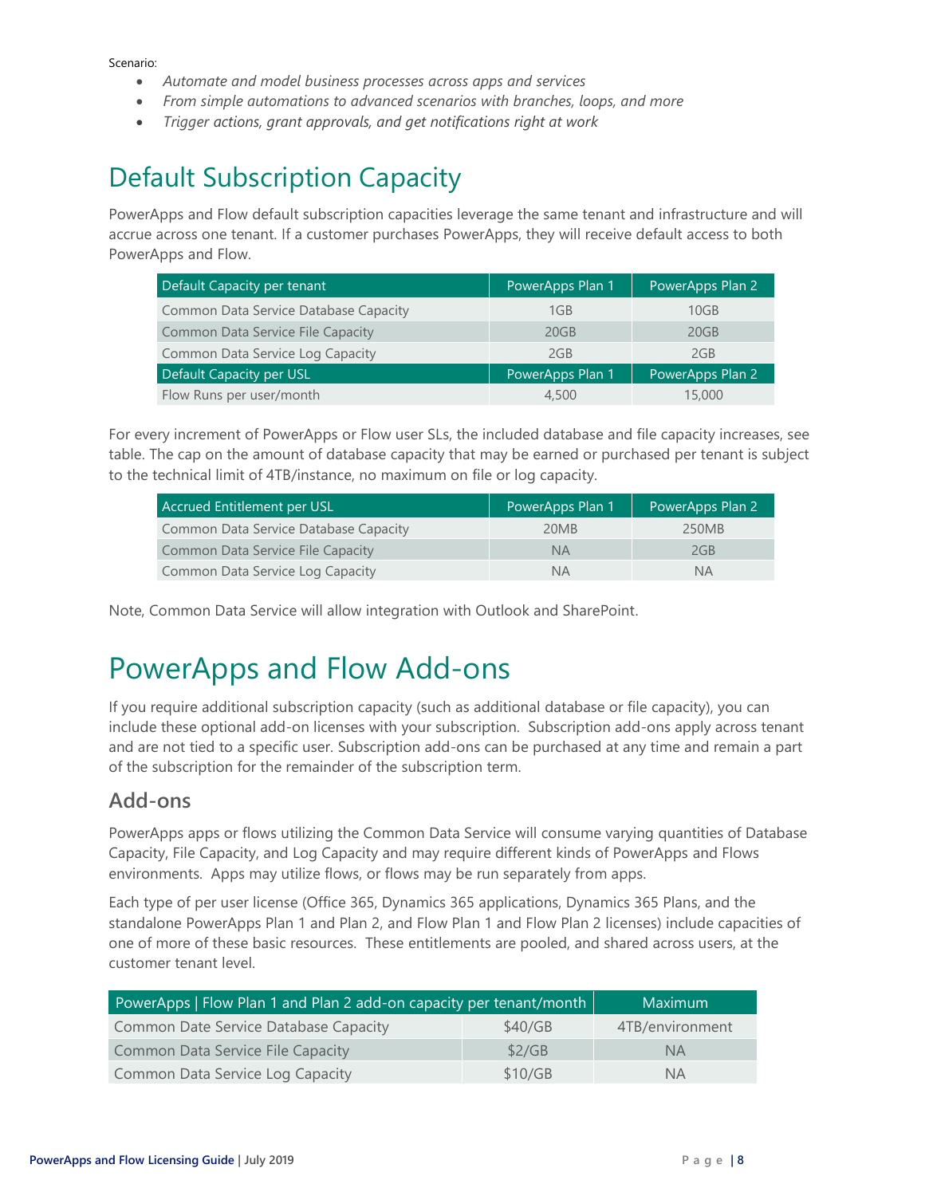Scenario:

- *Automate and model business processes across apps and services*
- *From simple automations to advanced scenarios with branches, loops, and more*
- *Trigger actions, grant approvals, and get notifications right at work*

# Default Subscription Capacity

PowerApps and Flow default subscription capacities leverage the same tenant and infrastructure and will accrue across one tenant. If a customer purchases PowerApps, they will receive default access to both PowerApps and Flow.

| Default Capacity per tenant | PowerApps Plan 1 | PowerApps Plan 2 |
|---|---|---|
| Common Data Service Database Capacity | 1GB | 10GB |
| Common Data Service File Capacity | 20GB | 20GB |
| Common Data Service Log Capacity | 2GB | 2GB |
| **Default Capacity per USL** | **PowerApps Plan 1** | **PowerApps Plan 2** |
| Flow Runs per user/month | 4,500 | 15,000 |

For every increment of PowerApps or Flow user SLs, the included database and file capacity increases, see table. The cap on the amount of database capacity that may be earned or purchased per tenant is subject to the technical limit of 4TB/instance, no maximum on file or log capacity.

| Accrued Entitlement per USL | PowerApps Plan 1 | PowerApps Plan 2 |
|---|---|---|
| Common Data Service Database Capacity | 20MB | 250MB |
| Common Data Service File Capacity | NA | 2GB |
| Common Data Service Log Capacity | NA | NA |

Note, Common Data Service will allow integration with Outlook and SharePoint.

# PowerApps and Flow Add-ons

If you require additional subscription capacity (such as additional database or file capacity), you can include these optional add-on licenses with your subscription. Subscription add-ons apply across tenant and are not tied to a specific user. Subscription add-ons can be purchased at any time and remain a part of the subscription for the remainder of the subscription term.

## Add-ons

PowerApps apps or flows utilizing the Common Data Service will consume varying quantities of Database Capacity, File Capacity, and Log Capacity and may require different kinds of PowerApps and Flows environments. Apps may utilize flows, or flows may be run separately from apps.

Each type of per user license (Office 365, Dynamics 365 applications, Dynamics 365 Plans, and the standalone PowerApps Plan 1 and Plan 2, and Flow Plan 1 and Flow Plan 2 licenses) include capacities of one of more of these basic resources. These entitlements are pooled, and shared across users, at the customer tenant level.

| PowerApps \| Flow Plan 1 and Plan 2 add-on capacity per tenant/month | | Maximum |
|---|---|---|
| Common Date Service Database Capacity | $40/GB | 4TB/environment |
| Common Data Service File Capacity | $2/GB | NA |
| Common Data Service Log Capacity | $10/GB | NA |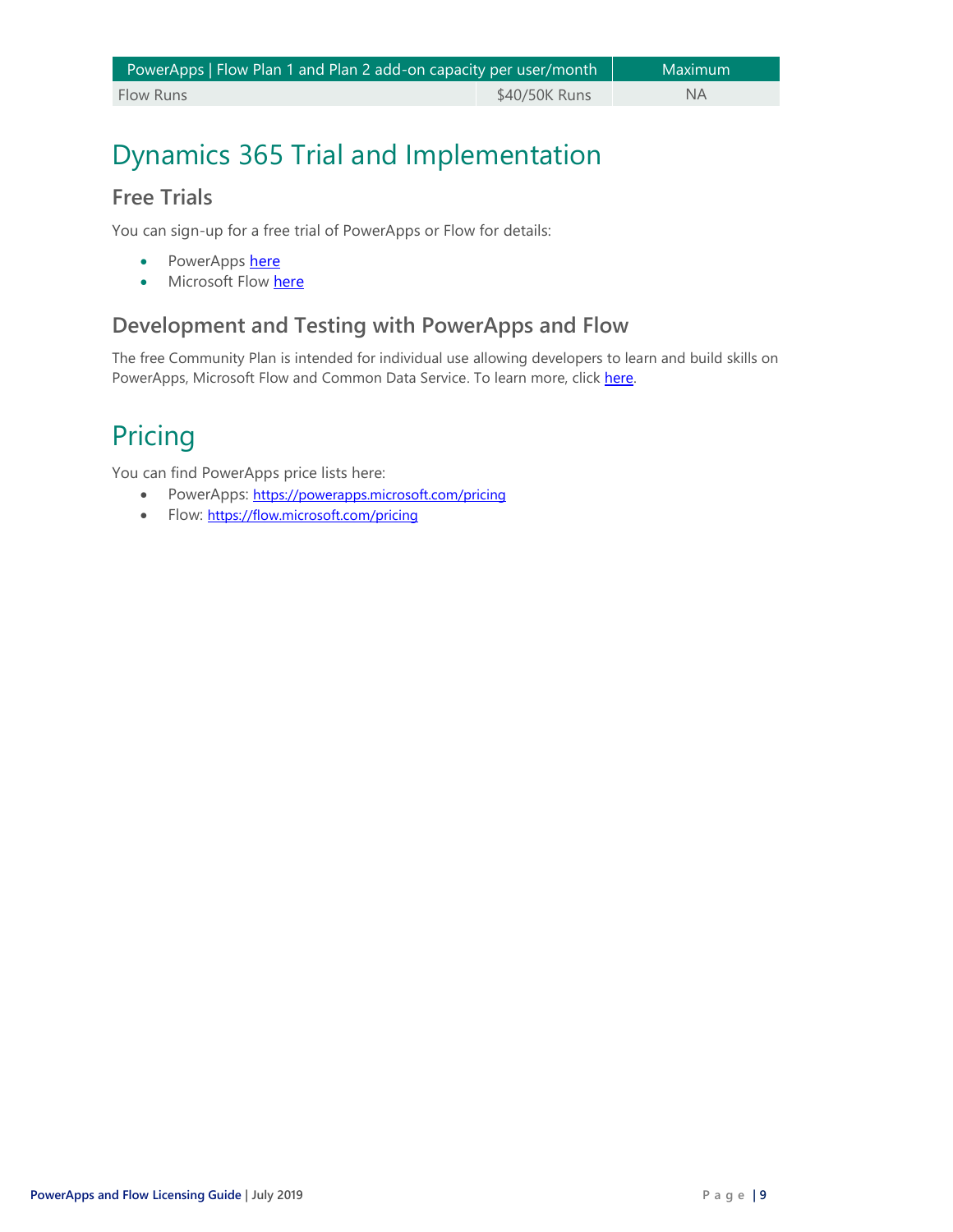| PowerApps \| Flow Plan 1 and Plan 2 add-on capacity per user/month | | Maximum |
|---|---|---|
| Flow Runs | $40/50K Runs | NA |

# Dynamics 365 Trial and Implementation

## Free Trials

You can sign-up for a free trial of PowerApps or Flow for details:

- PowerApps here
- Microsoft Flow here

## Development and Testing with PowerApps and Flow

The free Community Plan is intended for individual use allowing developers to learn and build skills on PowerApps, Microsoft Flow and Common Data Service. To learn more, click here.

# Pricing

You can find PowerApps price lists here:

- PowerApps: https://powerapps.microsoft.com/pricing
- Flow: https://flow.microsoft.com/pricing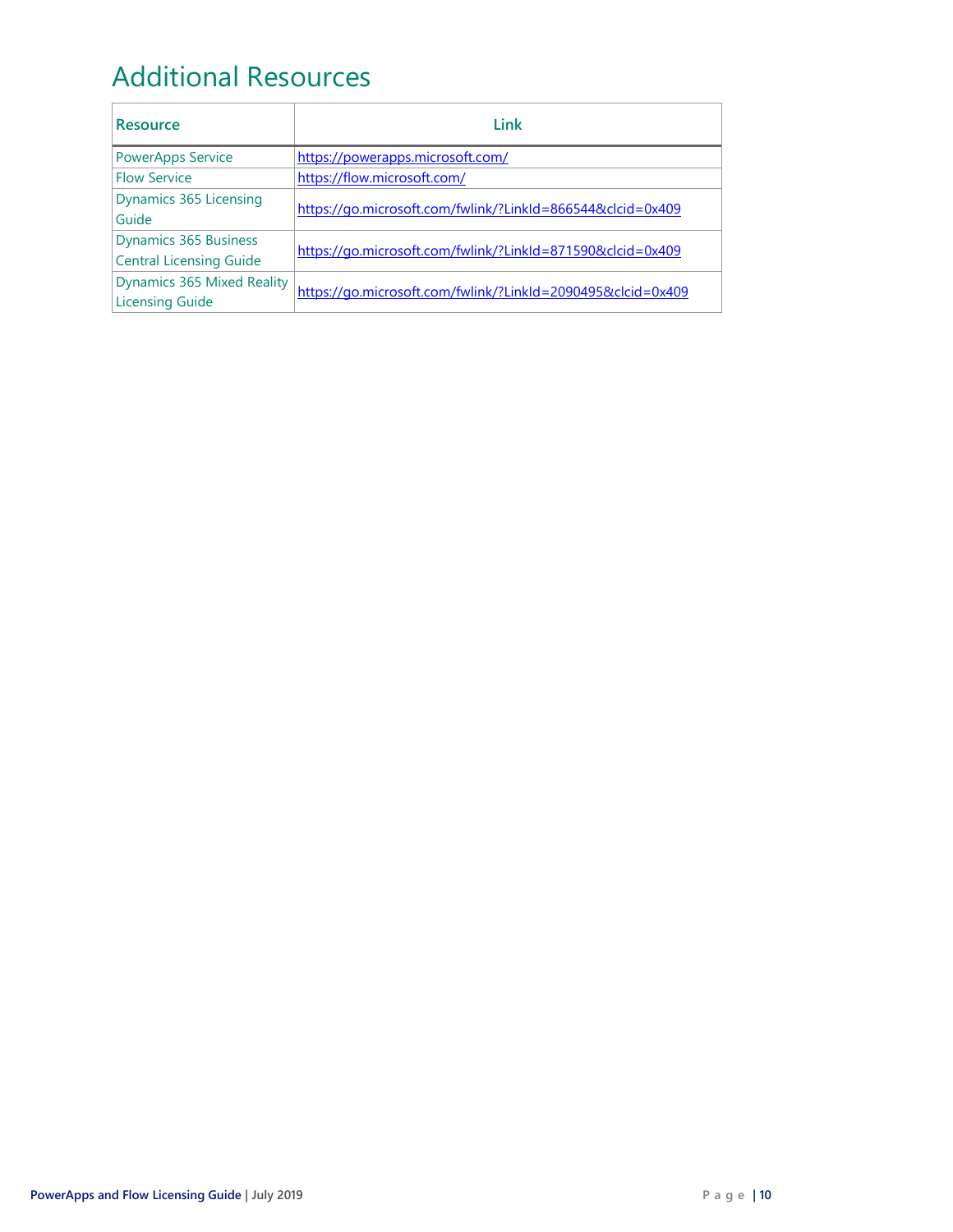# Additional Resources

| Resource | Link |
| --- | --- |
| PowerApps Service | https://powerapps.microsoft.com/ |
| Flow Service | https://flow.microsoft.com/ |
| Dynamics 365 Licensing Guide | https://go.microsoft.com/fwlink/?LinkId=866544&clcid=0x409 |
| Dynamics 365 Business Central Licensing Guide | https://go.microsoft.com/fwlink/?LinkId=871590&clcid=0x409 |
| Dynamics 365 Mixed Reality Licensing Guide | https://go.microsoft.com/fwlink/?LinkId=2090495&clcid=0x409 |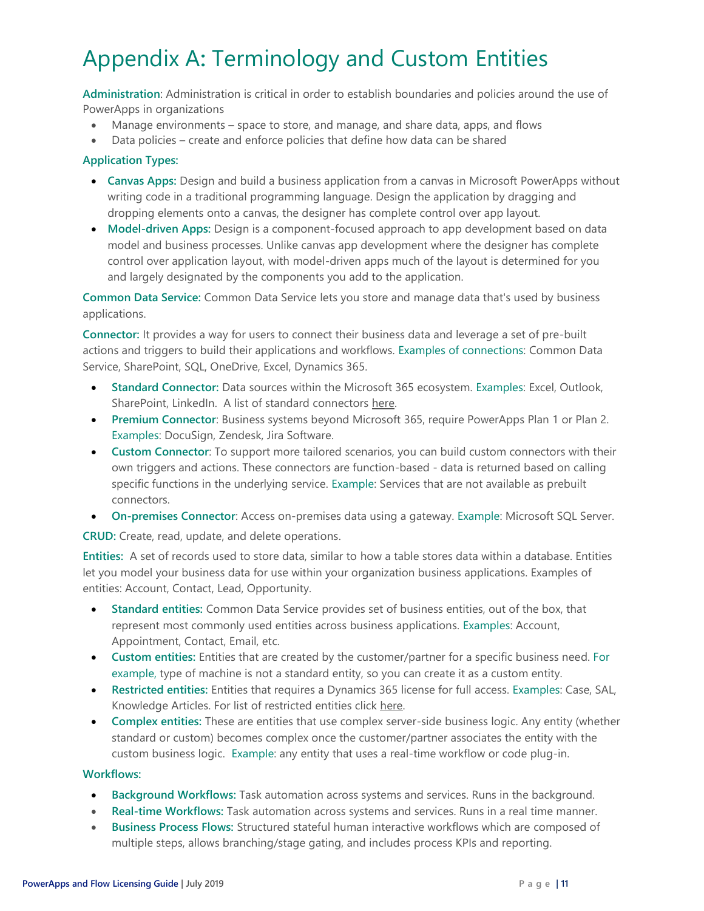# Appendix A: Terminology and Custom Entities

**Administration**: Administration is critical in order to establish boundaries and policies around the use of PowerApps in organizations

- Manage environments – space to store, and manage, and share data, apps, and flows
- Data policies – create and enforce policies that define how data can be shared

**Application Types:**

- **Canvas Apps:** Design and build a business application from a canvas in Microsoft PowerApps without writing code in a traditional programming language. Design the application by dragging and dropping elements onto a canvas, the designer has complete control over app layout.
- **Model-driven Apps:** Design is a component-focused approach to app development based on data model and business processes. Unlike canvas app development where the designer has complete control over application layout, with model-driven apps much of the layout is determined for you and largely designated by the components you add to the application.

**Common Data Service:** Common Data Service lets you store and manage data that's used by business applications.

**Connector:** It provides a way for users to connect their business data and leverage a set of pre-built actions and triggers to build their applications and workflows. Examples of connections: Common Data Service, SharePoint, SQL, OneDrive, Excel, Dynamics 365.

- **Standard Connector:** Data sources within the Microsoft 365 ecosystem. Examples: Excel, Outlook, SharePoint, LinkedIn. A list of standard connectors here.
- **Premium Connector**: Business systems beyond Microsoft 365, require PowerApps Plan 1 or Plan 2. Examples: DocuSign, Zendesk, Jira Software.
- **Custom Connector**: To support more tailored scenarios, you can build custom connectors with their own triggers and actions. These connectors are function-based - data is returned based on calling specific functions in the underlying service. Example: Services that are not available as prebuilt connectors.
- **On-premises Connector**: Access on-premises data using a gateway. Example: Microsoft SQL Server.

**CRUD:** Create, read, update, and delete operations.

**Entities:** A set of records used to store data, similar to how a table stores data within a database. Entities let you model your business data for use within your organization business applications. Examples of entities: Account, Contact, Lead, Opportunity.

- **Standard entities:** Common Data Service provides set of business entities, out of the box, that represent most commonly used entities across business applications. Examples: Account, Appointment, Contact, Email, etc.
- **Custom entities:** Entities that are created by the customer/partner for a specific business need. For example, type of machine is not a standard entity, so you can create it as a custom entity.
- **Restricted entities:** Entities that requires a Dynamics 365 license for full access. Examples: Case, SAL, Knowledge Articles. For list of restricted entities click here.
- **Complex entities:** These are entities that use complex server-side business logic. Any entity (whether standard or custom) becomes complex once the customer/partner associates the entity with the custom business logic. Example: any entity that uses a real-time workflow or code plug-in.

**Workflows:**

- **Background Workflows:** Task automation across systems and services. Runs in the background.
- **Real-time Workflows:** Task automation across systems and services. Runs in a real time manner.
- **Business Process Flows:** Structured stateful human interactive workflows which are composed of multiple steps, allows branching/stage gating, and includes process KPIs and reporting.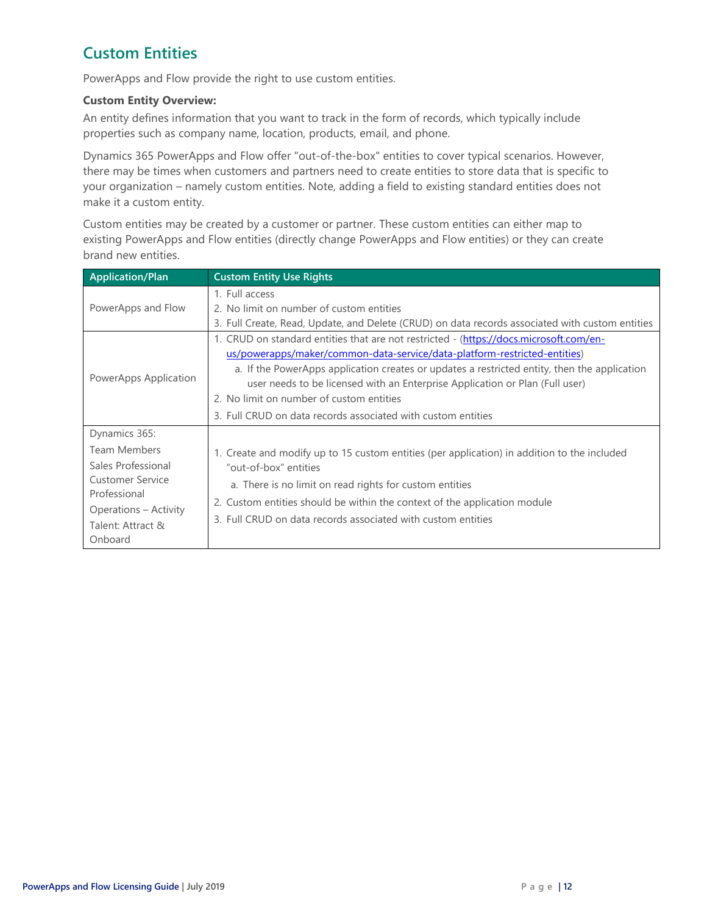## Custom Entities

PowerApps and Flow provide the right to use custom entities.

**Custom Entity Overview:**

An entity defines information that you want to track in the form of records, which typically include properties such as company name, location, products, email, and phone.

Dynamics 365 PowerApps and Flow offer "out-of-the-box" entities to cover typical scenarios. However, there may be times when customers and partners need to create entities to store data that is specific to your organization – namely custom entities. Note, adding a field to existing standard entities does not make it a custom entity.

Custom entities may be created by a customer or partner. These custom entities can either map to existing PowerApps and Flow entities (directly change PowerApps and Flow entities) or they can create brand new entities.

| Application/Plan | Custom Entity Use Rights |
| --- | --- |
| PowerApps and Flow | 1. Full access<br>2. No limit on number of custom entities<br>3. Full Create, Read, Update, and Delete (CRUD) on data records associated with custom entities |
| PowerApps Application | 1. CRUD on standard entities that are not restricted - (https://docs.microsoft.com/en-us/powerapps/maker/common-data-service/data-platform-restricted-entities)<br>a. If the PowerApps application creates or updates a restricted entity, then the application user needs to be licensed with an Enterprise Application or Plan (Full user)<br>2. No limit on number of custom entities<br>3. Full CRUD on data records associated with custom entities |
| Dynamics 365:<br>Team Members<br>Sales Professional<br>Customer Service Professional<br>Operations – Activity<br>Talent: Attract & Onboard | 1. Create and modify up to 15 custom entities (per application) in addition to the included "out-of-box" entities<br>a. There is no limit on read rights for custom entities<br>2. Custom entities should be within the context of the application module<br>3. Full CRUD on data records associated with custom entities |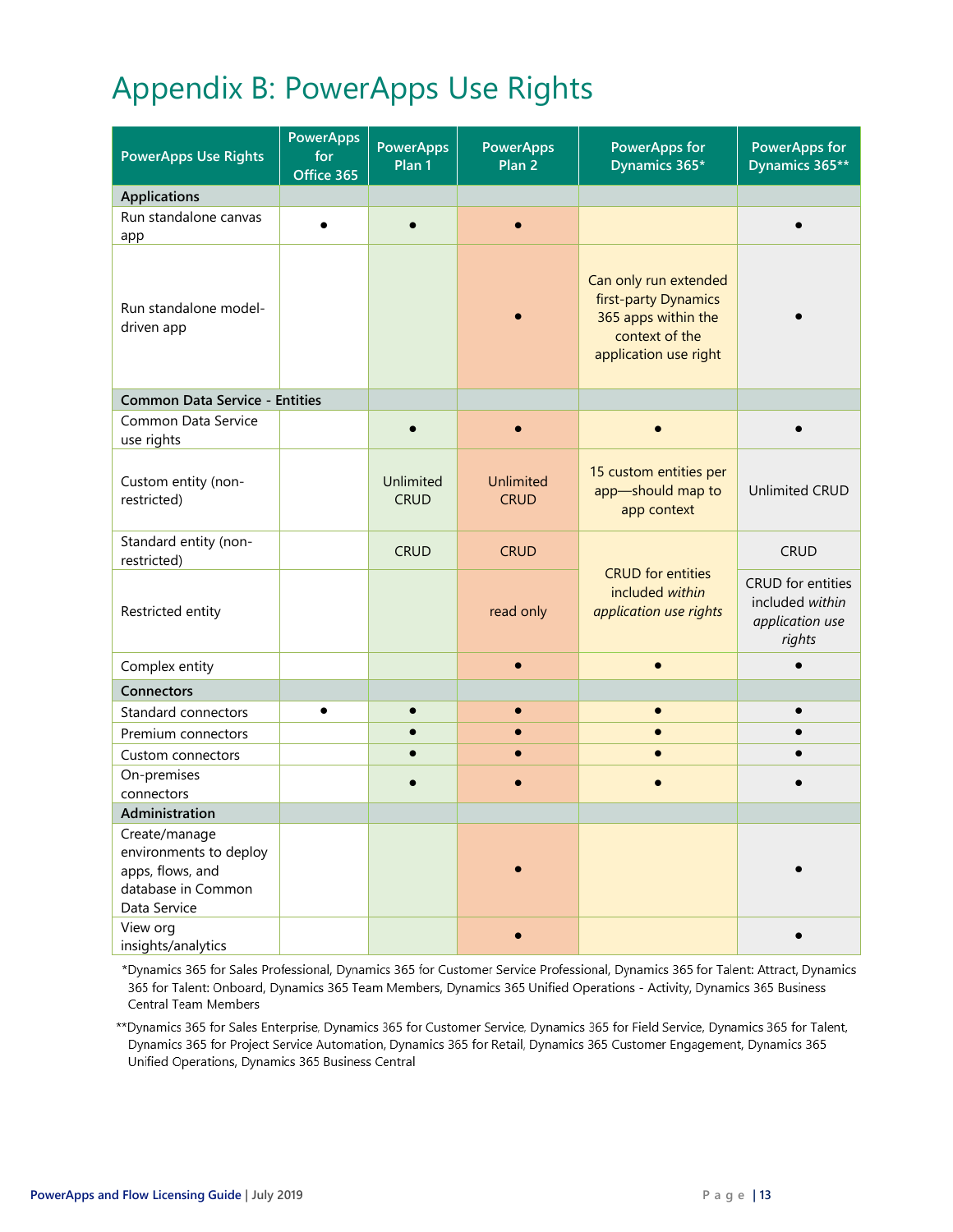# Appendix B: PowerApps Use Rights

| PowerApps Use Rights | PowerApps for Office 365 | PowerApps Plan 1 | PowerApps Plan 2 | PowerApps for Dynamics 365* | PowerApps for Dynamics 365** |
|---|---|---|---|---|---|
| **Applications** | | | | | |
| Run standalone canvas app | ● | ● | ● | | ● |
| Run standalone model-driven app | | | ● | Can only run extended first-party Dynamics 365 apps within the context of the application use right | ● |
| **Common Data Service - Entities** | | | | | |
| Common Data Service use rights | | ● | ● | ● | ● |
| Custom entity (non-restricted) | | Unlimited CRUD | Unlimited CRUD | 15 custom entities per app—should map to app context | Unlimited CRUD |
| Standard entity (non-restricted) | | CRUD | CRUD | CRUD for entities included *within application use rights* | CRUD |
| Restricted entity | | | read only | | CRUD for entities included *within application use rights* |
| Complex entity | | | ● | ● | ● |
| **Connectors** | | | | | |
| Standard connectors | ● | ● | ● | ● | ● |
| Premium connectors | | ● | ● | ● | ● |
| Custom connectors | | ● | ● | ● | ● |
| On-premises connectors | | ● | ● | ● | ● |
| **Administration** | | | | | |
| Create/manage environments to deploy apps, flows, and database in Common Data Service | | | ● | | ● |
| View org insights/analytics | | | ● | | ● |

*Dynamics 365 for Sales Professional, Dynamics 365 for Customer Service Professional, Dynamics 365 for Talent: Attract, Dynamics 365 for Talent: Onboard, Dynamics 365 Team Members, Dynamics 365 Unified Operations - Activity, Dynamics 365 Business Central Team Members

**Dynamics 365 for Sales Enterprise, Dynamics 365 for Customer Service, Dynamics 365 for Field Service, Dynamics 365 for Talent, Dynamics 365 for Project Service Automation, Dynamics 365 for Retail, Dynamics 365 Customer Engagement, Dynamics 365 Unified Operations, Dynamics 365 Business Central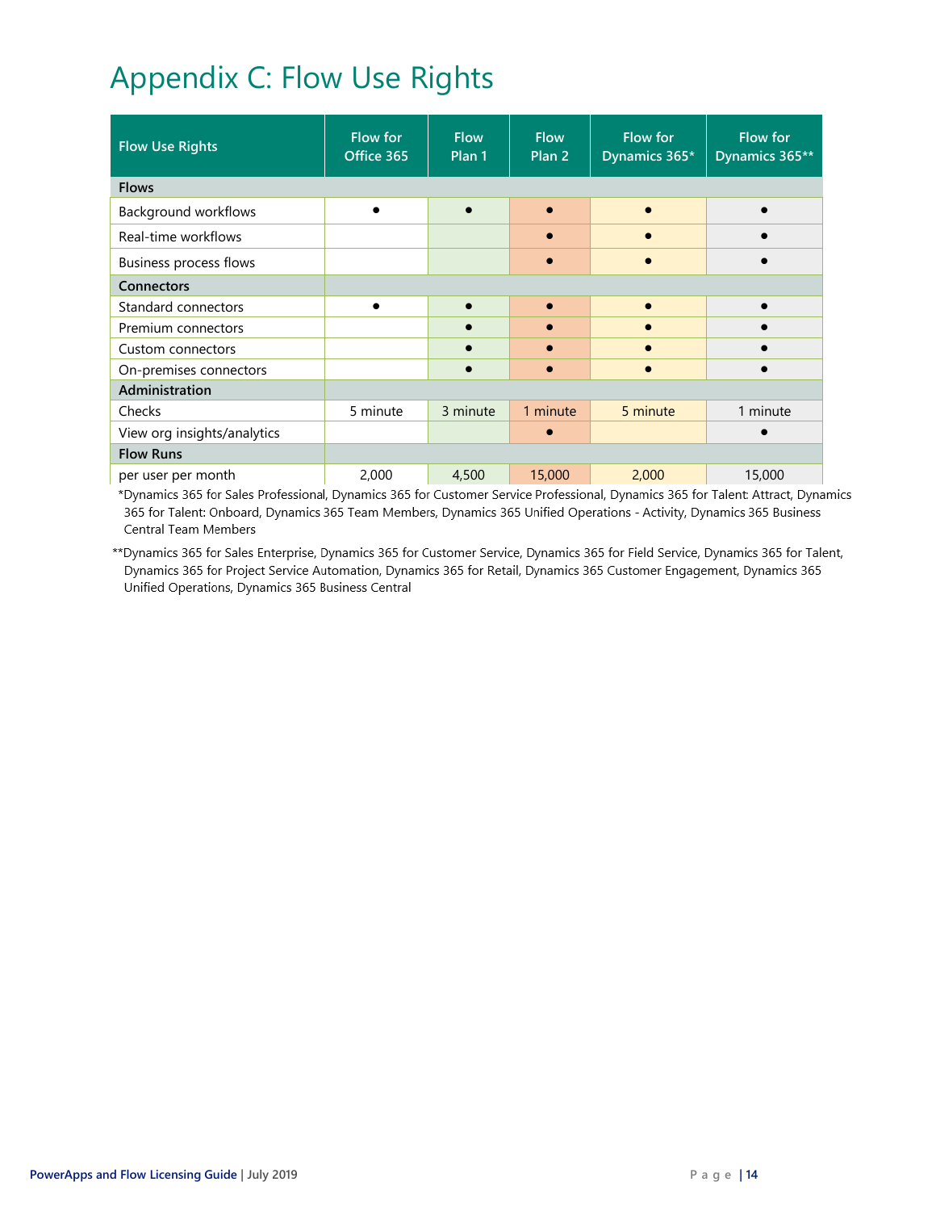# Appendix C: Flow Use Rights

| Flow Use Rights | Flow for Office 365 | Flow Plan 1 | Flow Plan 2 | Flow for Dynamics 365* | Flow for Dynamics 365** |
|---|---|---|---|---|---|
| **Flows** | | | | | |
| Background workflows | ● | ● | ● | ● | ● |
| Real-time workflows | | | ● | ● | ● |
| Business process flows | | | ● | ● | ● |
| **Connectors** | | | | | |
| Standard connectors | ● | ● | ● | ● | ● |
| Premium connectors | | ● | ● | ● | ● |
| Custom connectors | | ● | ● | ● | ● |
| On-premises connectors | | ● | ● | ● | ● |
| **Administration** | | | | | |
| Checks | 5 minute | 3 minute | 1 minute | 5 minute | 1 minute |
| View org insights/analytics | | | ● | | ● |
| **Flow Runs** | | | | | |
| per user per month | 2,000 | 4,500 | 15,000 | 2,000 | 15,000 |

*Dynamics 365 for Sales Professional, Dynamics 365 for Customer Service Professional, Dynamics 365 for Talent: Attract, Dynamics 365 for Talent: Onboard, Dynamics 365 Team Members, Dynamics 365 Unified Operations - Activity, Dynamics 365 Business Central Team Members

**Dynamics 365 for Sales Enterprise, Dynamics 365 for Customer Service, Dynamics 365 for Field Service, Dynamics 365 for Talent, Dynamics 365 for Project Service Automation, Dynamics 365 for Retail, Dynamics 365 Customer Engagement, Dynamics 365 Unified Operations, Dynamics 365 Business Central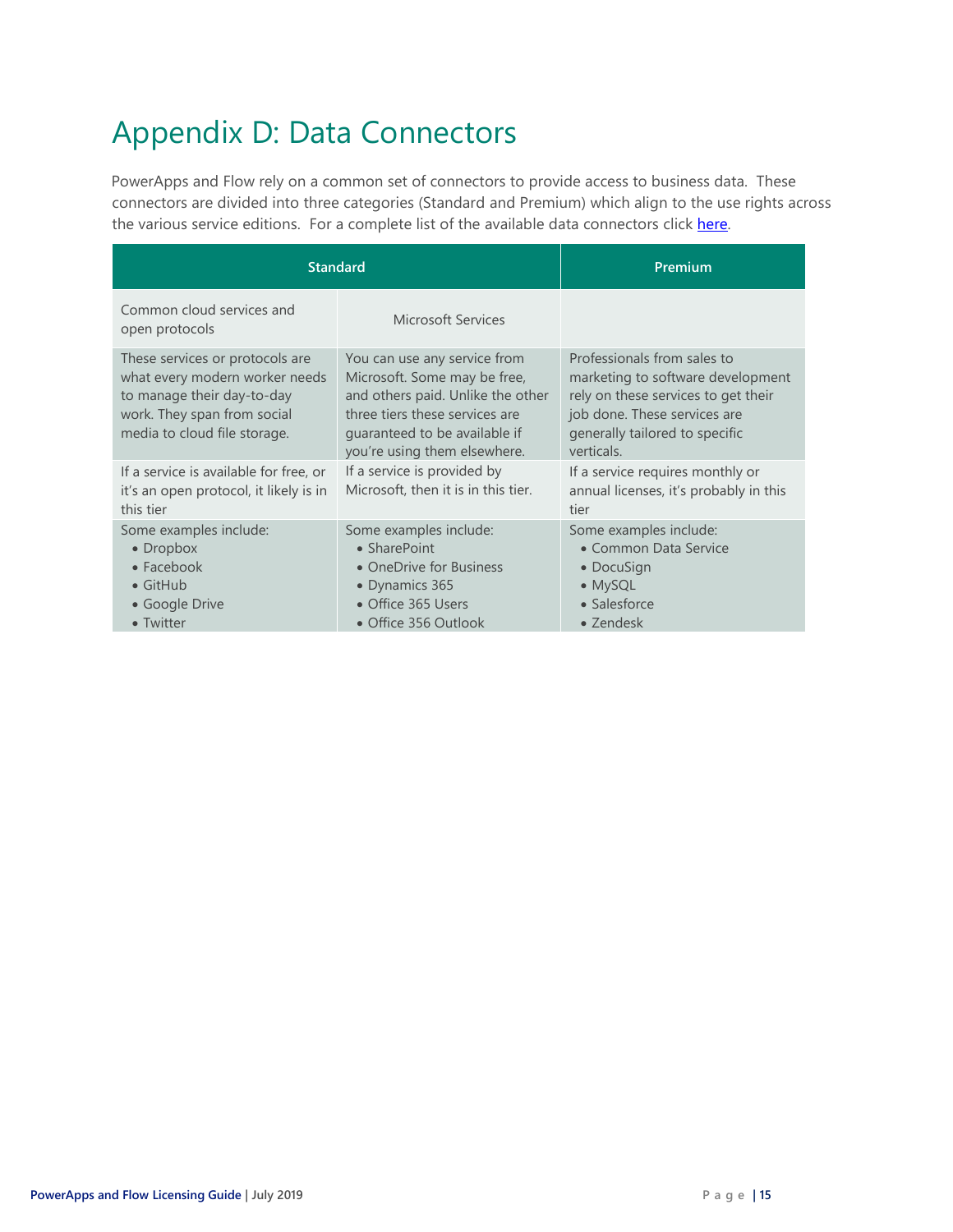# Appendix D: Data Connectors

PowerApps and Flow rely on a common set of connectors to provide access to business data. These connectors are divided into three categories (Standard and Premium) which align to the use rights across the various service editions. For a complete list of the available data connectors click here.

| Standard | | Premium |
|---|---|---|
| Common cloud services and open protocols | Microsoft Services | |
| These services or protocols are what every modern worker needs to manage their day-to-day work. They span from social media to cloud file storage. | You can use any service from Microsoft. Some may be free, and others paid. Unlike the other three tiers these services are guaranteed to be available if you're using them elsewhere. | Professionals from sales to marketing to software development rely on these services to get their job done. These services are generally tailored to specific verticals. |
| If a service is available for free, or it's an open protocol, it likely is in this tier | If a service is provided by Microsoft, then it is in this tier. | If a service requires monthly or annual licenses, it's probably in this tier |
| Some examples include:<br>• Dropbox<br>• Facebook<br>• GitHub<br>• Google Drive<br>• Twitter | Some examples include:<br>• SharePoint<br>• OneDrive for Business<br>• Dynamics 365<br>• Office 365 Users<br>• Office 356 Outlook | Some examples include:<br>• Common Data Service<br>• DocuSign<br>• MySQL<br>• Salesforce<br>• Zendesk |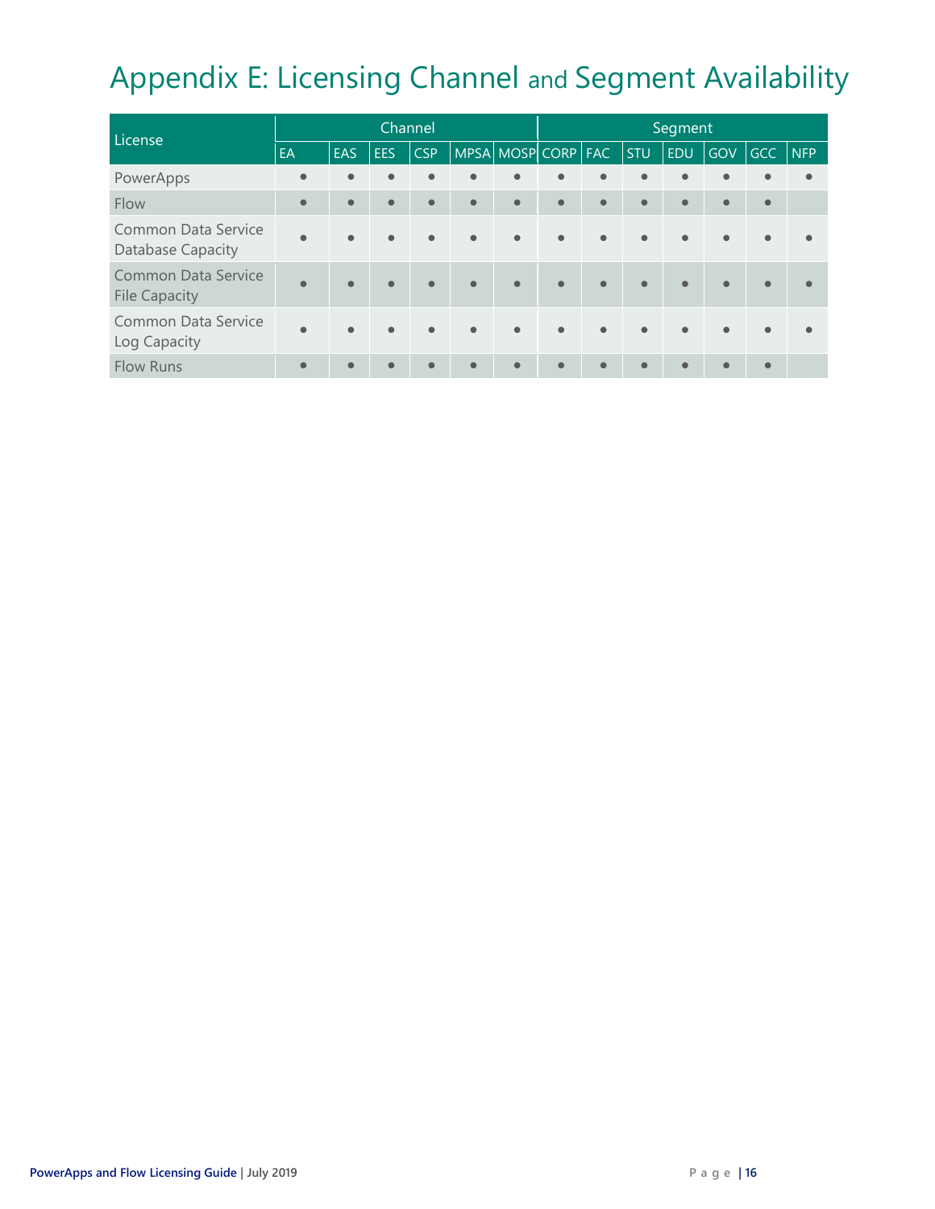# Appendix E: Licensing Channel and Segment Availability

| License | Channel | | | | | | Segment | | | | | | |
|---|---|---|---|---|---|---|---|---|---|---|---|---|---|
| | EA | EAS | EES | CSP | MPSA | MOSP | CORP | FAC | STU | EDU | GOV | GCC | NFP |
| PowerApps | ● | ● | ● | ● | ● | ● | ● | ● | ● | ● | ● | ● | ● |
| Flow | ● | ● | ● | ● | ● | ● | ● | ● | ● | ● | ● | ● | |
| Common Data Service Database Capacity | ● | ● | ● | ● | ● | ● | ● | ● | ● | ● | ● | ● | ● |
| Common Data Service File Capacity | ● | ● | ● | ● | ● | ● | ● | ● | ● | ● | ● | ● | ● |
| Common Data Service Log Capacity | ● | ● | ● | ● | ● | ● | ● | ● | ● | ● | ● | ● | ● |
| Flow Runs | ● | ● | ● | ● | ● | ● | ● | ● | ● | ● | ● | ● | |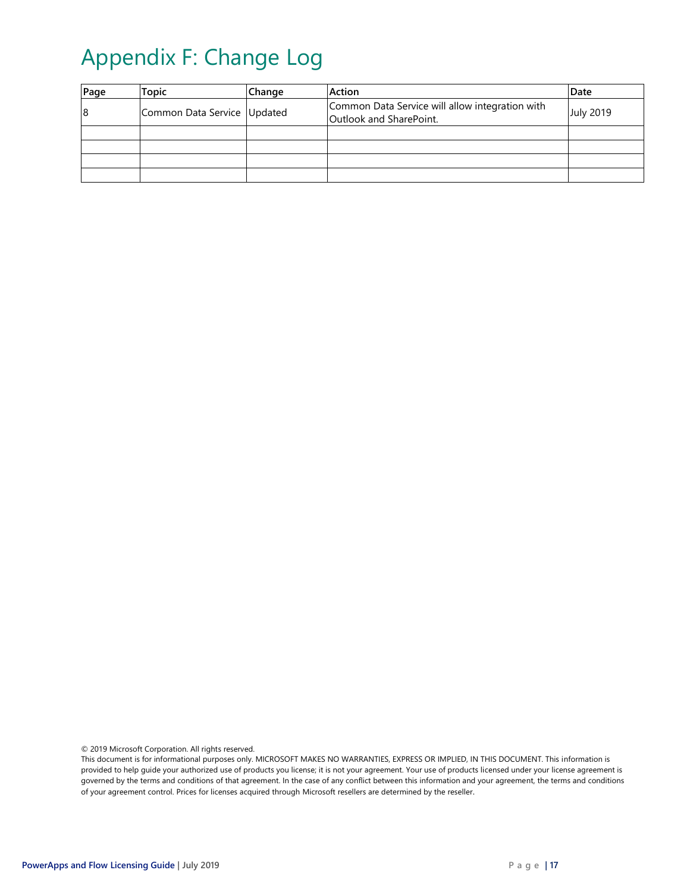# Appendix F: Change Log

| Page | Topic | Change | Action | Date |
|---|---|---|---|---|
| 8 | Common Data Service | Updated | Common Data Service will allow integration with Outlook and SharePoint. | July 2019 |
| | | | | |
| | | | | |
| | | | | |
| | | | | |

© 2019 Microsoft Corporation. All rights reserved.
This document is for informational purposes only. MICROSOFT MAKES NO WARRANTIES, EXPRESS OR IMPLIED, IN THIS DOCUMENT. This information is provided to help guide your authorized use of products you license; it is not your agreement. Your use of products licensed under your license agreement is governed by the terms and conditions of that agreement. In the case of any conflict between this information and your agreement, the terms and conditions of your agreement control. Prices for licenses acquired through Microsoft resellers are determined by the reseller.